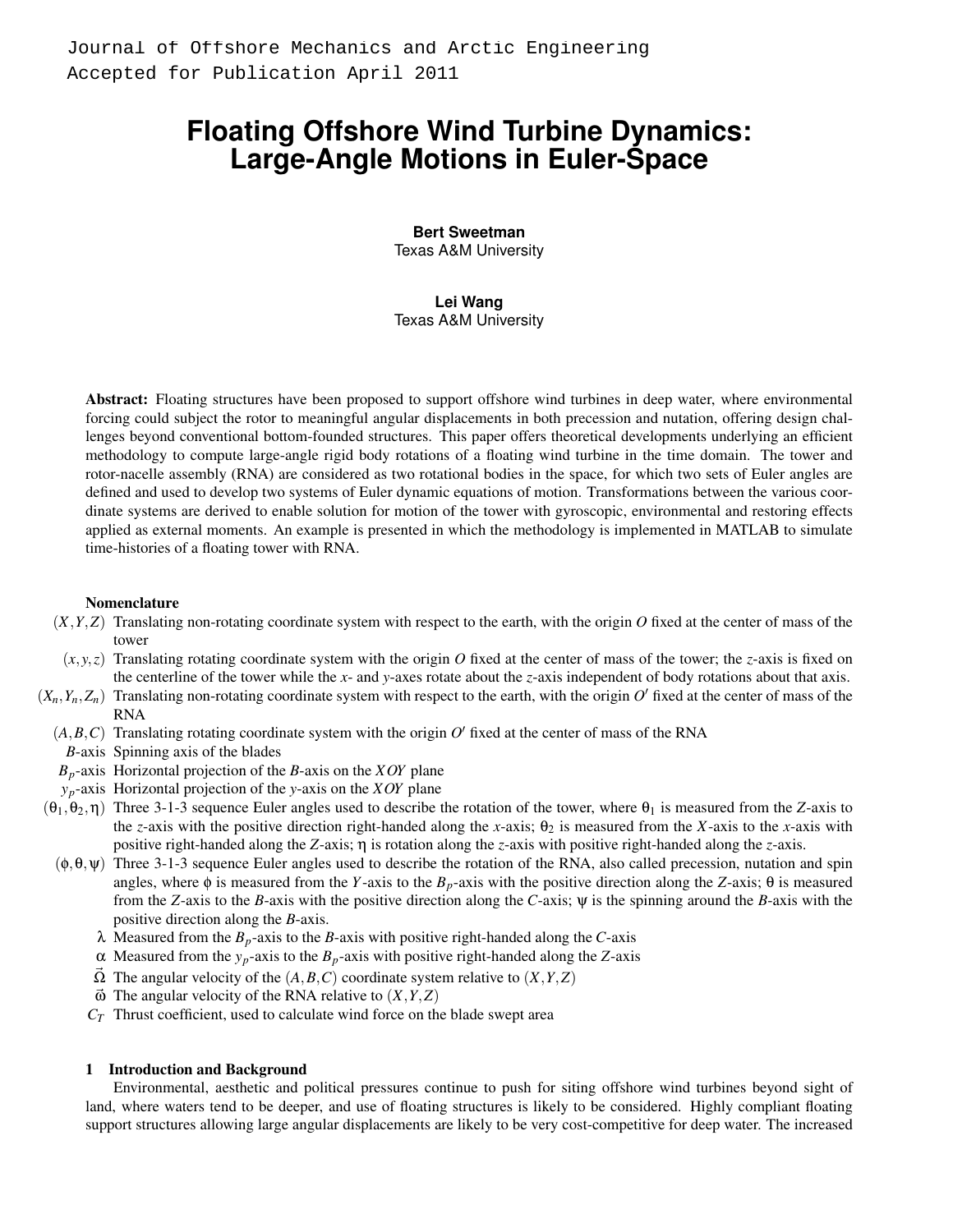Journal of Offshore Mechanics and Arctic Engineering
Accepted for Publication April 2011

# Floating Offshore Wind Turbine Dynamics: Large-Angle Motions in Euler-Space

**Bert Sweetman**
Texas A&M University

**Lei Wang**
Texas A&M University

**Abstract:** Floating structures have been proposed to support offshore wind turbines in deep water, where environmental forcing could subject the rotor to meaningful angular displacements in both precession and nutation, offering design challenges beyond conventional bottom-founded structures. This paper offers theoretical developments underlying an efficient methodology to compute large-angle rigid body rotations of a floating wind turbine in the time domain. The tower and rotor-nacelle assembly (RNA) are considered as two rotational bodies in the space, for which two sets of Euler angles are defined and used to develop two systems of Euler dynamic equations of motion. Transformations between the various coordinate systems are derived to enable solution for motion of the tower with gyroscopic, environmental and restoring effects applied as external moments. An example is presented in which the methodology is implemented in MATLAB to simulate time-histories of a floating tower with RNA.

### Nomenclature

- $(X,Y,Z)$ Translating non-rotating coordinate system with respect to the earth, with the origin $O$ fixed at the center of mass of the tower
- $(x,y,z)$ Translating rotating coordinate system with the origin $O$ fixed at the center of mass of the tower; the $z$-axis is fixed on the centerline of the tower while the $x$- and $y$-axes rotate about the $z$-axis independent of body rotations about that axis.
- $(X_n,Y_n,Z_n)$ Translating non-rotating coordinate system with respect to the earth, with the origin $O'$ fixed at the center of mass of the RNA
- $(A,B,C)$ Translating rotating coordinate system with the origin $O'$ fixed at the center of mass of the RNA
- $B$-axis Spinning axis of the blades
- $B_p$-axis Horizontal projection of the $B$-axis on the $XOY$ plane
- $y_p$-axis Horizontal projection of the $y$-axis on the $XOY$ plane
- $(\theta_1,\theta_2,\eta)$ Three 3-1-3 sequence Euler angles used to describe the rotation of the tower, where $\theta_1$ is measured from the $Z$-axis to the $z$-axis with the positive direction right-handed along the $x$-axis; $\theta_2$ is measured from the $X$-axis to the $x$-axis with positive right-handed along the $Z$-axis; $\eta$ is rotation along the $z$-axis with positive right-handed along the $z$-axis.
- $(\phi,\theta,\psi)$ Three 3-1-3 sequence Euler angles used to describe the rotation of the RNA, also called precession, nutation and spin angles, where $\phi$ is measured from the $Y$-axis to the $B_p$-axis with the positive direction along the $Z$-axis; $\theta$ is measured from the $Z$-axis to the $B$-axis with the positive direction along the $C$-axis; $\psi$ is the spinning around the $B$-axis with the positive direction along the $B$-axis.
- $\lambda$ Measured from the $B_p$-axis to the $B$-axis with positive right-handed along the $C$-axis
- $\alpha$ Measured from the $y_p$-axis to the $B_p$-axis with positive right-handed along the $Z$-axis
- $\vec{\Omega}$ The angular velocity of the $(A,B,C)$ coordinate system relative to $(X,Y,Z)$
- $\vec{\omega}$ The angular velocity of the RNA relative to $(X,Y,Z)$
- $C_T$ Thrust coefficient, used to calculate wind force on the blade swept area

## 1 Introduction and Background

Environmental, aesthetic and political pressures continue to push for siting offshore wind turbines beyond sight of land, where waters tend to be deeper, and use of floating structures is likely to be considered. Highly compliant floating support structures allowing large angular displacements are likely to be very cost-competitive for deep water. The increased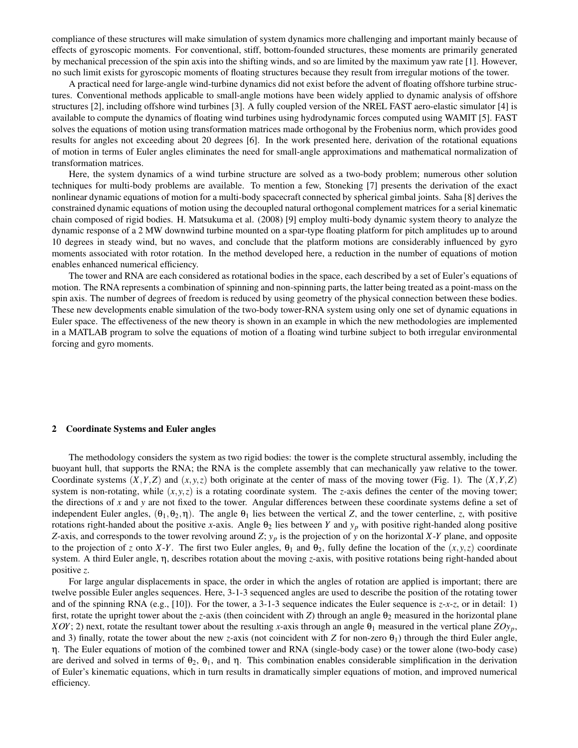compliance of these structures will make simulation of system dynamics more challenging and important mainly because of effects of gyroscopic moments. For conventional, stiff, bottom-founded structures, these moments are primarily generated by mechanical precession of the spin axis into the shifting winds, and so are limited by the maximum yaw rate [1]. However, no such limit exists for gyroscopic moments of floating structures because they result from irregular motions of the tower.

A practical need for large-angle wind-turbine dynamics did not exist before the advent of floating offshore turbine structures. Conventional methods applicable to small-angle motions have been widely applied to dynamic analysis of offshore structures [2], including offshore wind turbines [3]. A fully coupled version of the NREL FAST aero-elastic simulator [4] is available to compute the dynamics of floating wind turbines using hydrodynamic forces computed using WAMIT [5]. FAST solves the equations of motion using transformation matrices made orthogonal by the Frobenius norm, which provides good results for angles not exceeding about 20 degrees [6]. In the work presented here, derivation of the rotational equations of motion in terms of Euler angles eliminates the need for small-angle approximations and mathematical normalization of transformation matrices.

Here, the system dynamics of a wind turbine structure are solved as a two-body problem; numerous other solution techniques for multi-body problems are available. To mention a few, Stoneking [7] presents the derivation of the exact nonlinear dynamic equations of motion for a multi-body spacecraft connected by spherical gimbal joints. Saha [8] derives the constrained dynamic equations of motion using the decoupled natural orthogonal complement matrices for a serial kinematic chain composed of rigid bodies. H. Matsukuma et al. (2008) [9] employ multi-body dynamic system theory to analyze the dynamic response of a 2 MW downwind turbine mounted on a spar-type floating platform for pitch amplitudes up to around 10 degrees in steady wind, but no waves, and conclude that the platform motions are considerably influenced by gyro moments associated with rotor rotation. In the method developed here, a reduction in the number of equations of motion enables enhanced numerical efficiency.

The tower and RNA are each considered as rotational bodies in the space, each described by a set of Euler's equations of motion. The RNA represents a combination of spinning and non-spinning parts, the latter being treated as a point-mass on the spin axis. The number of degrees of freedom is reduced by using geometry of the physical connection between these bodies. These new developments enable simulation of the two-body tower-RNA system using only one set of dynamic equations in Euler space. The effectiveness of the new theory is shown in an example in which the new methodologies are implemented in a MATLAB program to solve the equations of motion of a floating wind turbine subject to both irregular environmental forcing and gyro moments.

## 2 Coordinate Systems and Euler angles

The methodology considers the system as two rigid bodies: the tower is the complete structural assembly, including the buoyant hull, that supports the RNA; the RNA is the complete assembly that can mechanically yaw relative to the tower. Coordinate systems $(X,Y,Z)$ and $(x,y,z)$ both originate at the center of mass of the moving tower (Fig. 1). The $(X,Y,Z)$ system is non-rotating, while $(x,y,z)$ is a rotating coordinate system. The $z$-axis defines the center of the moving tower; the directions of $x$ and $y$ are not fixed to the tower. Angular differences between these coordinate systems define a set of independent Euler angles, $(\theta_1, \theta_2, \eta)$. The angle $\theta_1$ lies between the vertical $Z$, and the tower centerline, $z$, with positive rotations right-handed about the positive $x$-axis. Angle $\theta_2$ lies between $Y$ and $y_p$ with positive right-handed along positive $Z$-axis, and corresponds to the tower revolving around $Z$; $y_p$ is the projection of $y$ on the horizontal $X$-$Y$ plane, and opposite to the projection of $z$ onto $X$-$Y$. The first two Euler angles, $\theta_1$ and $\theta_2$, fully define the location of the $(x,y,z)$ coordinate system. A third Euler angle, $\eta$, describes rotation about the moving $z$-axis, with positive rotations being right-handed about positive $z$.

For large angular displacements in space, the order in which the angles of rotation are applied is important; there are twelve possible Euler angles sequences. Here, 3-1-3 sequenced angles are used to describe the position of the rotating tower and of the spinning RNA (e.g., [10]). For the tower, a 3-1-3 sequence indicates the Euler sequence is $z$-$x$-$z$, or in detail: 1) first, rotate the upright tower about the $z$-axis (then coincident with $Z$) through an angle $\theta_2$ measured in the horizontal plane $XOY$; 2) next, rotate the resultant tower about the resulting $x$-axis through an angle $\theta_1$ measured in the vertical plane $ZOy_p$, and 3) finally, rotate the tower about the new $z$-axis (not coincident with $Z$ for non-zero $\theta_1$) through the third Euler angle, $\eta$. The Euler equations of motion of the combined tower and RNA (single-body case) or the tower alone (two-body case) are derived and solved in terms of $\theta_2$, $\theta_1$, and $\eta$. This combination enables considerable simplification in the derivation of Euler's kinematic equations, which in turn results in dramatically simpler equations of motion, and improved numerical efficiency.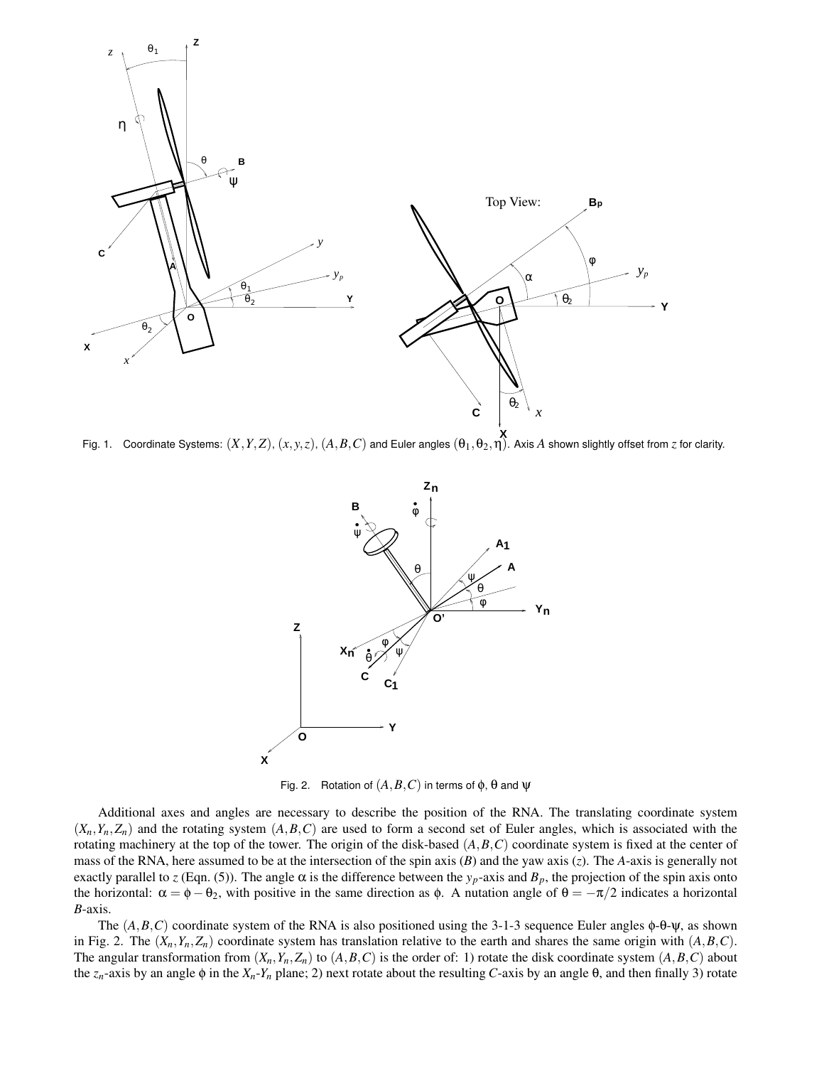Fig. 1. Coordinate Systems: $(X,Y,Z)$, $(x,y,z)$, $(A,B,C)$ and Euler angles $(\theta_1,\theta_2,\eta)$. Axis $A$ shown slightly offset from $z$ for clarity.

Fig. 2. Rotation of $(A,B,C)$ in terms of $\phi$, $\theta$ and $\psi$

Additional axes and angles are necessary to describe the position of the RNA. The translating coordinate system $(X_n,Y_n,Z_n)$ and the rotating system $(A,B,C)$ are used to form a second set of Euler angles, which is associated with the rotating machinery at the top of the tower. The origin of the disk-based $(A,B,C)$ coordinate system is fixed at the center of mass of the RNA, here assumed to be at the intersection of the spin axis ($B$) and the yaw axis ($z$). The $A$-axis is generally not exactly parallel to $z$ (Eqn. (5)). The angle $\alpha$ is the difference between the $y_p$-axis and $B_p$, the projection of the spin axis onto the horizontal: $\alpha = \phi - \theta_2$, with positive in the same direction as $\phi$. A nutation angle of $\theta = -\pi/2$ indicates a horizontal $B$-axis.

The $(A,B,C)$ coordinate system of the RNA is also positioned using the 3-1-3 sequence Euler angles $\phi$-$\theta$-$\psi$, as shown in Fig. 2. The $(X_n,Y_n,Z_n)$ coordinate system has translation relative to the earth and shares the same origin with $(A,B,C)$. The angular transformation from $(X_n,Y_n,Z_n)$ to $(A,B,C)$ is the order of: 1) rotate the disk coordinate system $(A,B,C)$ about the $z_n$-axis by an angle $\phi$ in the $X_n$-$Y_n$ plane; 2) next rotate about the resulting $C$-axis by an angle $\theta$, and then finally 3) rotate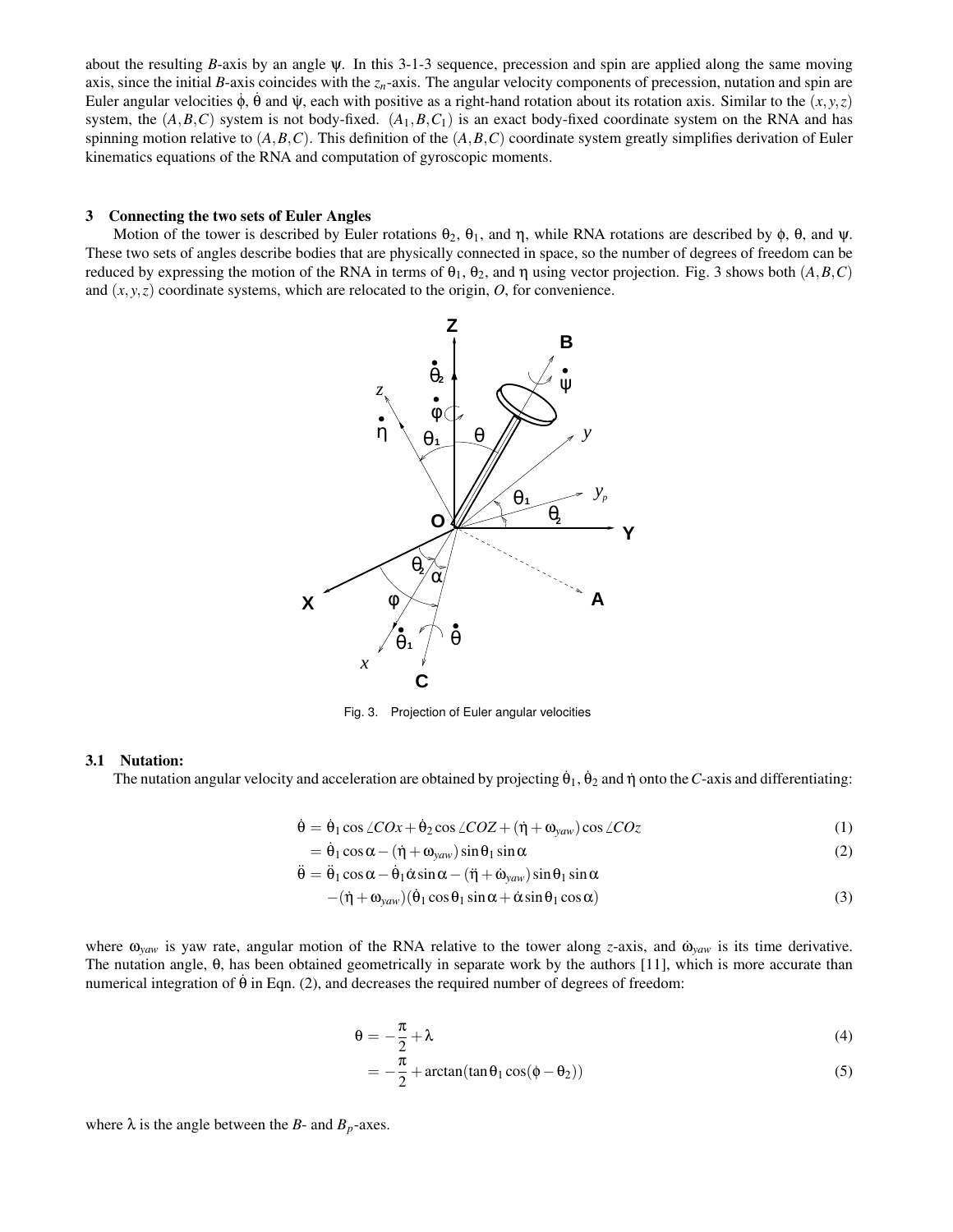about the resulting $B$-axis by an angle $\psi$. In this 3-1-3 sequence, precession and spin are applied along the same moving axis, since the initial $B$-axis coincides with the $z_n$-axis. The angular velocity components of precession, nutation and spin are Euler angular velocities $\dot{\phi}$, $\dot{\theta}$ and $\dot{\psi}$, each with positive as a right-hand rotation about its rotation axis. Similar to the $(x,y,z)$ system, the $(A,B,C)$ system is not body-fixed. $(A_1,B,C_1)$ is an exact body-fixed coordinate system on the RNA and has spinning motion relative to $(A,B,C)$. This definition of the $(A,B,C)$ coordinate system greatly simplifies derivation of Euler kinematics equations of the RNA and computation of gyroscopic moments.

## 3 Connecting the two sets of Euler Angles

Motion of the tower is described by Euler rotations $\theta_2$, $\theta_1$, and $\eta$, while RNA rotations are described by $\phi$, $\theta$, and $\psi$. These two sets of angles describe bodies that are physically connected in space, so the number of degrees of freedom can be reduced by expressing the motion of the RNA in terms of $\theta_1$, $\theta_2$, and $\eta$ using vector projection. Fig. 3 shows both $(A,B,C)$ and $(x,y,z)$ coordinate systems, which are relocated to the origin, $O$, for convenience.

Fig. 3. Projection of Euler angular velocities

### 3.1 Nutation:

The nutation angular velocity and acceleration are obtained by projecting $\dot{\theta}_1$, $\dot{\theta}_2$ and $\dot{\eta}$ onto the $C$-axis and differentiating:

$$\dot{\theta} = \dot{\theta}_1 \cos\angle COx + \dot{\theta}_2 \cos\angle COZ + (\dot{\eta} + \omega_{yaw})\cos\angle COz \tag{1}$$

$$= \dot{\theta}_1 \cos\alpha - (\dot{\eta} + \omega_{yaw})\sin\theta_1 \sin\alpha \tag{2}$$

$$\ddot{\theta} = \ddot{\theta}_1 \cos\alpha - \dot{\theta}_1 \dot{\alpha} \sin\alpha - (\ddot{\eta} + \dot{\omega}_{yaw})\sin\theta_1 \sin\alpha$$
$$-(\dot{\eta} + \omega_{yaw})(\dot{\theta}_1 \cos\theta_1 \sin\alpha + \dot{\alpha}\sin\theta_1 \cos\alpha) \tag{3}$$

where $\omega_{yaw}$ is yaw rate, angular motion of the RNA relative to the tower along $z$-axis, and $\dot{\omega}_{yaw}$ is its time derivative. The nutation angle, $\theta$, has been obtained geometrically in separate work by the authors [11], which is more accurate than numerical integration of $\dot{\theta}$ in Eqn. (2), and decreases the required number of degrees of freedom:

$$\theta = -\frac{\pi}{2} + \lambda \tag{4}$$

$$= -\frac{\pi}{2} + \arctan(\tan\theta_1 \cos(\phi - \theta_2)) \tag{5}$$

where $\lambda$ is the angle between the $B$- and $B_p$-axes.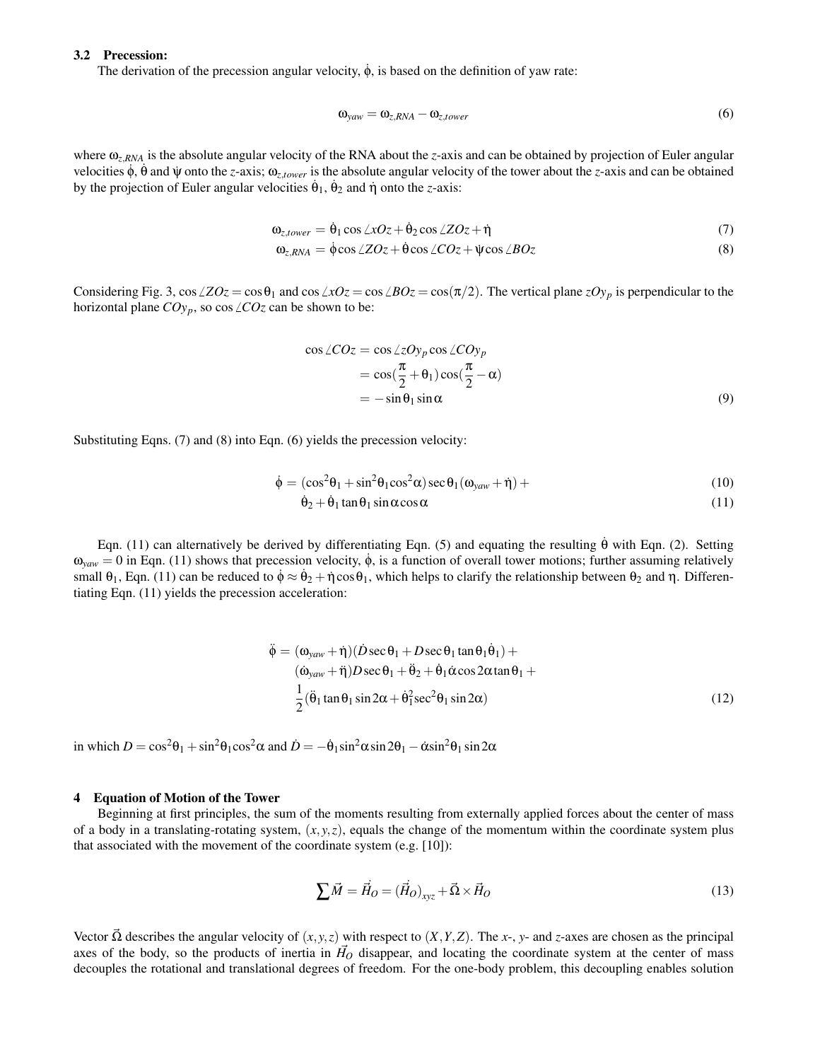### 3.2 Precession:

The derivation of the precession angular velocity, $\dot{\phi}$, is based on the definition of yaw rate:

$$\omega_{yaw} = \omega_{z,RNA} - \omega_{z,tower} \tag{6}$$

where $\omega_{z,RNA}$ is the absolute angular velocity of the RNA about the $z$-axis and can be obtained by projection of Euler angular velocities $\dot{\phi}$, $\dot{\theta}$ and $\dot{\psi}$ onto the $z$-axis; $\omega_{z,tower}$ is the absolute angular velocity of the tower about the $z$-axis and can be obtained by the projection of Euler angular velocities $\dot{\theta}_1$, $\dot{\theta}_2$ and $\dot{\eta}$ onto the $z$-axis:

$$\omega_{z,tower} = \dot{\theta}_1 \cos\angle xOz + \dot{\theta}_2 \cos\angle ZOz + \dot{\eta} \tag{7}$$

$$\omega_{z,RNA} = \dot{\phi}\cos\angle ZOz + \dot{\theta}\cos\angle COz + \dot{\psi}\cos\angle BOz \tag{8}$$

Considering Fig. 3, $\cos\angle ZOz = \cos\theta_1$ and $\cos\angle xOz = \cos\angle BOz = \cos(\pi/2)$. The vertical plane $zOy_p$ is perpendicular to the horizontal plane $COy_p$, so $\cos\angle COz$ can be shown to be:

$$\begin{aligned}
\cos\angle COz &= \cos\angle zOy_p \cos\angle COy_p \\
&= \cos(\frac{\pi}{2} + \theta_1)\cos(\frac{\pi}{2} - \alpha) \\
&= -\sin\theta_1 \sin\alpha
\end{aligned} \tag{9}$$

Substituting Eqns. (7) and (8) into Eqn. (6) yields the precession velocity:

$$\dot{\phi} = (\cos^2\theta_1 + \sin^2\theta_1 \cos^2\alpha)\sec\theta_1(\omega_{yaw} + \dot{\eta}) + \tag{10}$$

$$\dot{\theta}_2 + \dot{\theta}_1 \tan\theta_1 \sin\alpha\cos\alpha \tag{11}$$

Eqn. (11) can alternatively be derived by differentiating Eqn. (5) and equating the resulting $\dot{\theta}$ with Eqn. (2). Setting $\omega_{yaw} = 0$ in Eqn. (11) shows that precession velocity, $\dot{\phi}$, is a function of overall tower motions; further assuming relatively small $\theta_1$, Eqn. (11) can be reduced to $\dot{\phi} \approx \dot{\theta}_2 + \dot{\eta}\cos\theta_1$, which helps to clarify the relationship between $\theta_2$ and $\eta$. Differentiating Eqn. (11) yields the precession acceleration:

$$\begin{aligned}
\ddot{\phi} = &(\omega_{yaw} + \dot{\eta})(\dot{D}\sec\theta_1 + D\sec\theta_1\tan\theta_1\dot{\theta}_1) + \\
&(\dot{\omega}_{yaw} + \ddot{\eta})D\sec\theta_1 + \ddot{\theta}_2 + \dot{\theta}_1\dot{\alpha}\cos 2\alpha\tan\theta_1 + \\
&\frac{1}{2}(\ddot{\theta}_1 \tan\theta_1 \sin 2\alpha + \dot{\theta}_1^2 \sec^2\theta_1 \sin 2\alpha)
\end{aligned} \tag{12}$$

in which $D = \cos^2\theta_1 + \sin^2\theta_1 \cos^2\alpha$ and $\dot{D} = -\dot{\theta}_1 \sin^2\alpha \sin 2\theta_1 - \dot{\alpha}\sin^2\theta_1 \sin 2\alpha$

## 4 Equation of Motion of the Tower

Beginning at first principles, the sum of the moments resulting from externally applied forces about the center of mass of a body in a translating-rotating system, $(x,y,z)$, equals the change of the momentum within the coordinate system plus that associated with the movement of the coordinate system (e.g. [10]):

$$\sum \vec{M} = \dot{\vec{H}}_O = (\dot{\vec{H}}_O)_{xyz} + \vec{\Omega} \times \vec{H}_O \tag{13}$$

Vector $\vec{\Omega}$ describes the angular velocity of $(x,y,z)$ with respect to $(X,Y,Z)$. The $x$-, $y$- and $z$-axes are chosen as the principal axes of the body, so the products of inertia in $\vec{H}_O$ disappear, and locating the coordinate system at the center of mass decouples the rotational and translational degrees of freedom. For the one-body problem, this decoupling enables solution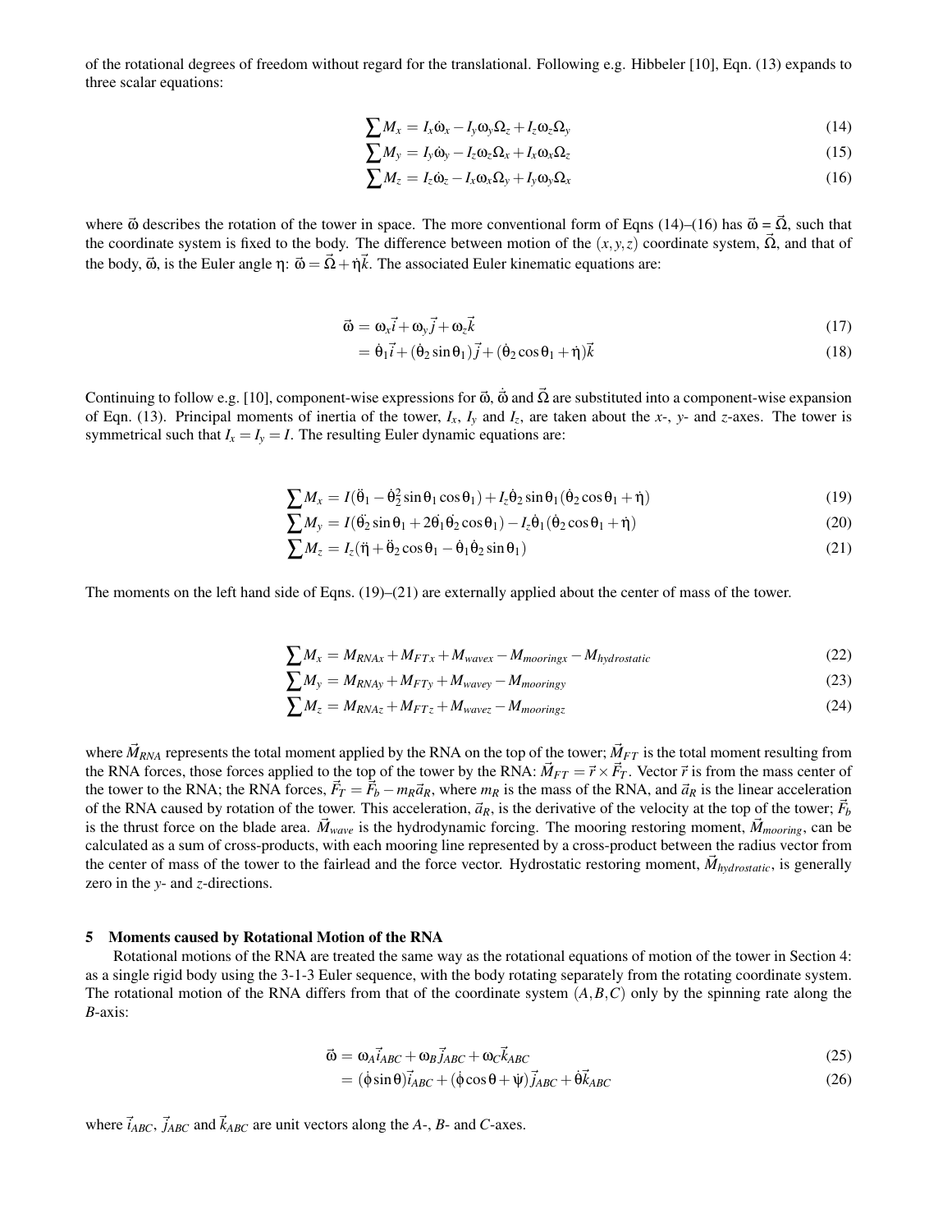of the rotational degrees of freedom without regard for the translational. Following e.g. Hibbeler [10], Eqn. (13) expands to three scalar equations:

$$\sum M_x = I_x\dot{\omega}_x - I_y\omega_y\Omega_z + I_z\omega_z\Omega_y \tag{14}$$

$$\sum M_y = I_y\dot{\omega}_y - I_z\omega_z\Omega_x + I_x\omega_x\Omega_z \tag{15}$$

$$\sum M_z = I_z\dot{\omega}_z - I_x\omega_x\Omega_y + I_y\omega_y\Omega_x \tag{16}$$

where $\vec{\omega}$ describes the rotation of the tower in space. The more conventional form of Eqns (14)–(16) has $\vec{\omega} = \vec{\Omega}$, such that the coordinate system is fixed to the body. The difference between motion of the $(x, y, z)$ coordinate system, $\vec{\Omega}$, and that of the body, $\vec{\omega}$, is the Euler angle $\eta$: $\vec{\omega} = \vec{\Omega} + \dot{\eta}\vec{k}$. The associated Euler kinematic equations are:

$$\vec{\omega} = \omega_x\vec{i} + \omega_y\vec{j} + \omega_z\vec{k} \tag{17}$$

$$= \dot{\theta}_1\vec{i} + (\dot{\theta}_2\sin\theta_1)\vec{j} + (\dot{\theta}_2\cos\theta_1 + \dot{\eta})\vec{k} \tag{18}$$

Continuing to follow e.g. [10], component-wise expressions for $\vec{\omega}$, $\dot{\vec{\omega}}$ and $\vec{\Omega}$ are substituted into a component-wise expansion of Eqn. (13). Principal moments of inertia of the tower, $I_x$, $I_y$ and $I_z$, are taken about the *x*-, *y*- and *z*-axes. The tower is symmetrical such that $I_x = I_y = I$. The resulting Euler dynamic equations are:

$$\sum M_x = I(\ddot{\theta}_1 - \dot{\theta}_2^2\sin\theta_1\cos\theta_1) + I_z\dot{\theta}_2\sin\theta_1(\dot{\theta}_2\cos\theta_1 + \dot{\eta}) \tag{19}$$

$$\sum M_y = I(\ddot{\theta}_2\sin\theta_1 + 2\dot{\theta}_1\dot{\theta}_2\cos\theta_1) - I_z\dot{\theta}_1(\dot{\theta}_2\cos\theta_1 + \dot{\eta}) \tag{20}$$

$$\sum M_z = I_z(\ddot{\eta} + \ddot{\theta}_2\cos\theta_1 - \dot{\theta}_1\dot{\theta}_2\sin\theta_1) \tag{21}$$

The moments on the left hand side of Eqns. (19)–(21) are externally applied about the center of mass of the tower.

$$\sum M_x = M_{RNAx} + M_{FTx} + M_{wavex} - M_{mooringx} - M_{hydrostatic} \tag{22}$$

$$\sum M_y = M_{RNAy} + M_{FTy} + M_{wavey} - M_{mooringy} \tag{23}$$

$$\sum M_z = M_{RNAz} + M_{FTz} + M_{wavez} - M_{mooringz} \tag{24}$$

where $\vec{M}_{RNA}$ represents the total moment applied by the RNA on the top of the tower; $\vec{M}_{FT}$ is the total moment resulting from the RNA forces, those forces applied to the top of the tower by the RNA: $\vec{M}_{FT} = \vec{r} \times \vec{F}_T$. Vector $\vec{r}$ is from the mass center of the tower to the RNA; the RNA forces, $\vec{F}_T = \vec{F}_b - m_R\vec{a}_R$, where $m_R$ is the mass of the RNA, and $\vec{a}_R$ is the linear acceleration of the RNA caused by rotation of the tower. This acceleration, $\vec{a}_R$, is the derivative of the velocity at the top of the tower; $\vec{F}_b$ is the thrust force on the blade area. $\vec{M}_{wave}$ is the hydrodynamic forcing. The mooring restoring moment, $\vec{M}_{mooring}$, can be calculated as a sum of cross-products, with each mooring line represented by a cross-product between the radius vector from the center of mass of the tower to the fairlead and the force vector. Hydrostatic restoring moment, $\vec{M}_{hydrostatic}$, is generally zero in the *y*- and *z*-directions.

## 5 Moments caused by Rotational Motion of the RNA

Rotational motions of the RNA are treated the same way as the rotational equations of motion of the tower in Section 4: as a single rigid body using the 3-1-3 Euler sequence, with the body rotating separately from the rotating coordinate system. The rotational motion of the RNA differs from that of the coordinate system $(A, B, C)$ only by the spinning rate along the *B*-axis:

$$\vec{\omega} = \omega_A\vec{i}_{ABC} + \omega_B\vec{j}_{ABC} + \omega_C\vec{k}_{ABC} \tag{25}$$

$$= (\dot{\phi}\sin\theta)\vec{i}_{ABC} + (\dot{\phi}\cos\theta + \dot{\psi})\vec{j}_{ABC} + \dot{\theta}\vec{k}_{ABC} \tag{26}$$

where $\vec{i}_{ABC}$, $\vec{j}_{ABC}$ and $\vec{k}_{ABC}$ are unit vectors along the *A*-, *B*- and *C*-axes.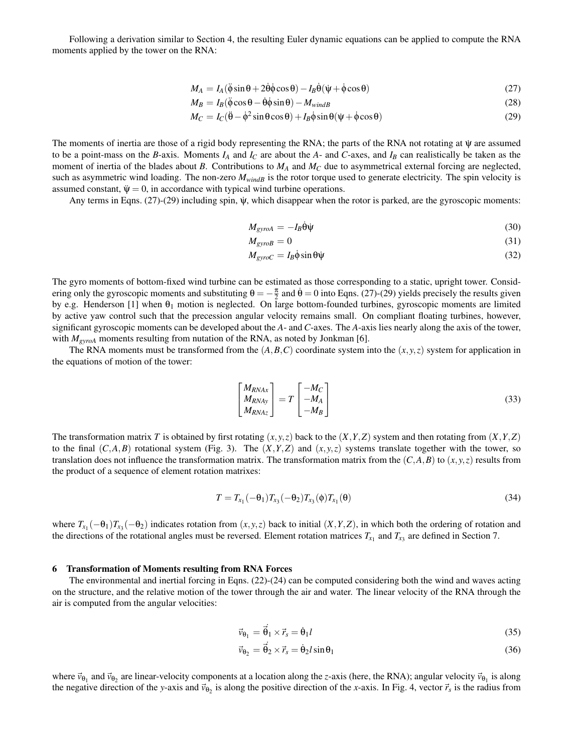Following a derivation similar to Section 4, the resulting Euler dynamic equations can be applied to compute the RNA moments applied by the tower on the RNA:

$$M_A = I_A(\ddot{\phi}\sin\theta + 2\dot{\theta}\dot{\phi}\cos\theta) - I_B\dot{\theta}(\dot{\psi} + \dot{\phi}\cos\theta) \tag{27}$$

$$M_B = I_B(\ddot{\phi}\cos\theta - \dot{\theta}\dot{\phi}\sin\theta) - M_{windB} \tag{28}$$

$$M_C = I_C(\ddot{\theta} - \dot{\phi}^2\sin\theta\cos\theta) + I_B\dot{\phi}\sin\theta(\dot{\psi} + \dot{\phi}\cos\theta) \tag{29}$$

The moments of inertia are those of a rigid body representing the RNA; the parts of the RNA not rotating at $\psi$ are assumed to be a point-mass on the $B$-axis. Moments $I_A$ and $I_C$ are about the $A$- and $C$-axes, and $I_B$ can realistically be taken as the moment of inertia of the blades about $B$. Contributions to $M_A$ and $M_C$ due to asymmetrical external forcing are neglected, such as asymmetric wind loading. The non-zero $M_{windB}$ is the rotor torque used to generate electricity. The spin velocity is assumed constant, $\ddot{\psi} = 0$, in accordance with typical wind turbine operations.

Any terms in Eqns. (27)-(29) including spin, $\dot{\psi}$, which disappear when the rotor is parked, are the gyroscopic moments:

$$M_{gyroA} = -I_B\dot{\theta}\dot{\psi} \tag{30}$$

$$M_{gyroB} = 0 \tag{31}$$

$$M_{gyroC} = I_B\dot{\phi}\sin\theta\dot{\psi} \tag{32}$$

The gyro moments of bottom-fixed wind turbine can be estimated as those corresponding to a static, upright tower. Considering only the gyroscopic moments and substituting $\theta = -\frac{\pi}{2}$ and $\dot{\theta} = 0$ into Eqns. (27)-(29) yields precisely the results given by e.g. Henderson [1] when $\theta_1$ motion is neglected. On large bottom-founded turbines, gyroscopic moments are limited by active yaw control such that the precession angular velocity remains small. On compliant floating turbines, however, significant gyroscopic moments can be developed about the $A$- and $C$-axes. The $A$-axis lies nearly along the axis of the tower, with $M_{gyroA}$ moments resulting from nutation of the RNA, as noted by Jonkman [6].

The RNA moments must be transformed from the $(A,B,C)$ coordinate system into the $(x,y,z)$ system for application in the equations of motion of the tower:

$$\begin{bmatrix} M_{RNAx} \\ M_{RNAy} \\ M_{RNAz} \end{bmatrix} = T \begin{bmatrix} -M_C \\ -M_A \\ -M_B \end{bmatrix} \tag{33}$$

The transformation matrix $T$ is obtained by first rotating $(x,y,z)$ back to the $(X,Y,Z)$ system and then rotating from $(X,Y,Z)$ to the final $(C,A,B)$ rotational system (Fig. 3). The $(X,Y,Z)$ and $(x,y,z)$ systems translate together with the tower, so translation does not influence the transformation matrix. The transformation matrix from the $(C,A,B)$ to $(x,y,z)$ results from the product of a sequence of element rotation matrixes:

$$T = T_{x_1}(-\theta_1)T_{x_3}(-\theta_2)T_{x_3}(\phi)T_{x_1}(\theta) \tag{34}$$

where $T_{x_1}(-\theta_1)T_{x_3}(-\theta_2)$ indicates rotation from $(x,y,z)$ back to initial $(X,Y,Z)$, in which both the ordering of rotation and the directions of the rotational angles must be reversed. Element rotation matrices $T_{x_1}$ and $T_{x_3}$ are defined in Section 7.

## 6 Transformation of Moments resulting from RNA Forces

The environmental and inertial forcing in Eqns. (22)-(24) can be computed considering both the wind and waves acting on the structure, and the relative motion of the tower through the air and water. The linear velocity of the RNA through the air is computed from the angular velocities:

$$\vec{v}_{\theta_1} = \dot{\vec{\theta}}_1 \times \vec{r}_s = \dot{\theta}_1 l \tag{35}$$

$$\vec{v}_{\theta_2} = \dot{\vec{\theta}}_2 \times \vec{r}_s = \dot{\theta}_2 l \sin\theta_1 \tag{36}$$

where $\vec{v}_{\theta_1}$ and $\vec{v}_{\theta_2}$ are linear-velocity components at a location along the $z$-axis (here, the RNA); angular velocity $\vec{v}_{\theta_1}$ is along the negative direction of the $y$-axis and $\vec{v}_{\theta_2}$ is along the positive direction of the $x$-axis. In Fig. 4, vector $\vec{r}_s$ is the radius from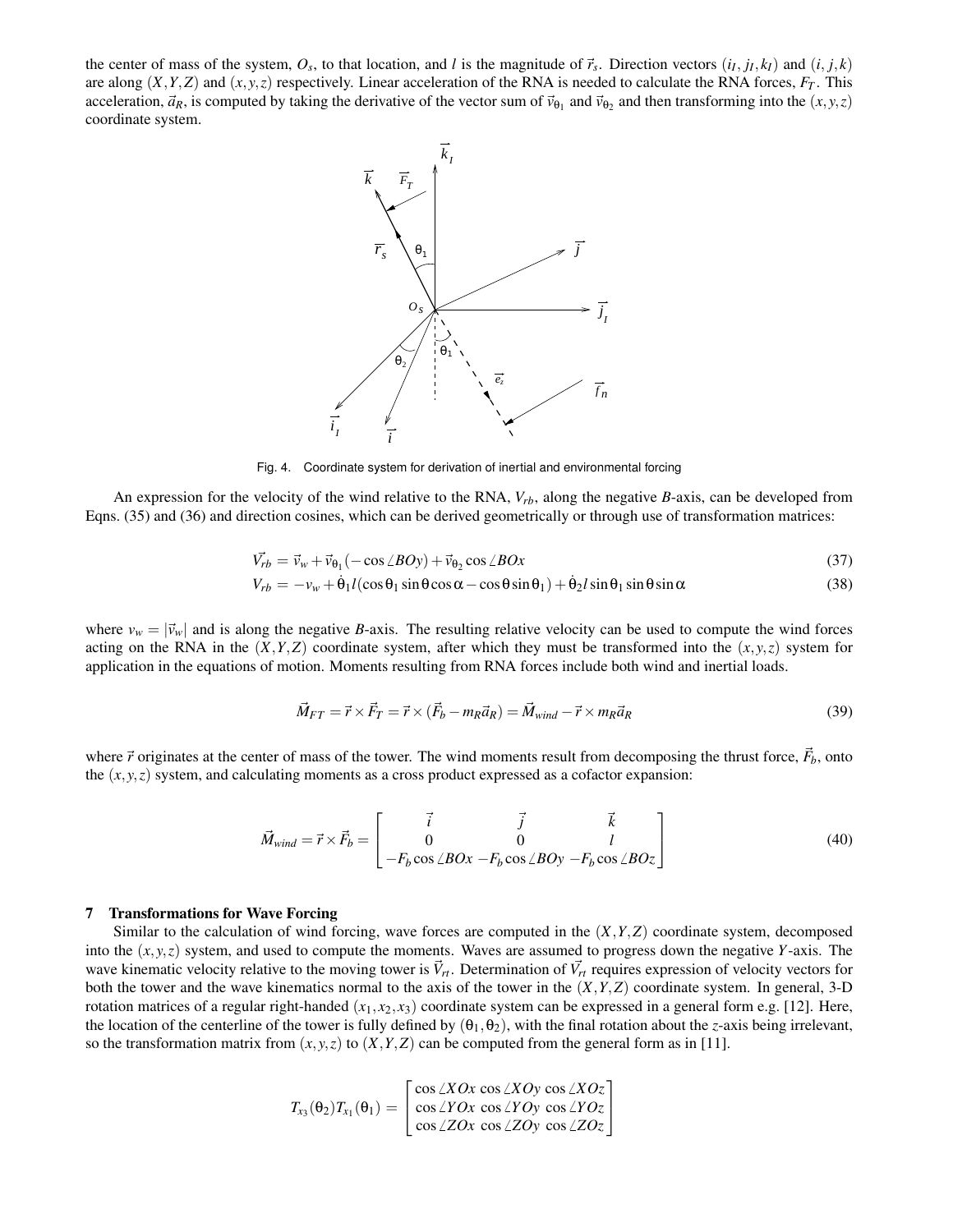the center of mass of the system, $O_s$, to that location, and $l$ is the magnitude of $\vec{r}_s$. Direction vectors $(i_I, j_I, k_I)$ and $(i, j, k)$ are along $(X,Y,Z)$ and $(x,y,z)$ respectively. Linear acceleration of the RNA is needed to calculate the RNA forces, $F_T$. This acceleration, $\vec{a}_R$, is computed by taking the derivative of the vector sum of $\vec{v}_{\theta_1}$ and $\vec{v}_{\theta_2}$ and then transforming into the $(x,y,z)$ coordinate system.

Fig. 4. Coordinate system for derivation of inertial and environmental forcing

An expression for the velocity of the wind relative to the RNA, $V_{rb}$, along the negative $B$-axis, can be developed from Eqns. (35) and (36) and direction cosines, which can be derived geometrically or through use of transformation matrices:

$$\vec{V_{rb}} = \vec{v}_w + \vec{v}_{\theta_1}(-\cos\angle BOy) + \vec{v}_{\theta_2}\cos\angle BOx \tag{37}$$

$$V_{rb} = -v_w + \dot{\theta}_1 l(\cos\theta_1\sin\theta\cos\alpha - \cos\theta\sin\theta_1) + \dot{\theta}_2 l\sin\theta_1\sin\theta\sin\alpha \tag{38}$$

where $v_w = |\vec{v}_w|$ and is along the negative $B$-axis. The resulting relative velocity can be used to compute the wind forces acting on the RNA in the $(X,Y,Z)$ coordinate system, after which they must be transformed into the $(x,y,z)$ system for application in the equations of motion. Moments resulting from RNA forces include both wind and inertial loads.

$$\vec{M}_{FT} = \vec{r}\times\vec{F}_T = \vec{r}\times(\vec{F}_b - m_R\vec{a}_R) = \vec{M}_{wind} - \vec{r}\times m_R\vec{a}_R \tag{39}$$

where $\vec{r}$ originates at the center of mass of the tower. The wind moments result from decomposing the thrust force, $\vec{F}_b$, onto the $(x,y,z)$ system, and calculating moments as a cross product expressed as a cofactor expansion:

$$\vec{M}_{wind} = \vec{r}\times\vec{F}_b = \begin{bmatrix} \vec{i} & \vec{j} & \vec{k} \\ 0 & 0 & l \\ -F_b\cos\angle BOx & -F_b\cos\angle BOy & -F_b\cos\angle BOz \end{bmatrix} \tag{40}$$

## 7 Transformations for Wave Forcing

Similar to the calculation of wind forcing, wave forces are computed in the $(X,Y,Z)$ coordinate system, decomposed into the $(x,y,z)$ system, and used to compute the moments. Waves are assumed to progress down the negative $Y$-axis. The wave kinematic velocity relative to the moving tower is $\vec{V}_{rt}$. Determination of $\vec{V}_{rt}$ requires expression of velocity vectors for both the tower and the wave kinematics normal to the axis of the tower in the $(X,Y,Z)$ coordinate system. In general, 3-D rotation matrices of a regular right-handed $(x_1,x_2,x_3)$ coordinate system can be expressed in a general form e.g. [12]. Here, the location of the centerline of the tower is fully defined by $(\theta_1,\theta_2)$, with the final rotation about the $z$-axis being irrelevant, so the transformation matrix from $(x,y,z)$ to $(X,Y,Z)$ can be computed from the general form as in [11].

$$T_{x_3}(\theta_2)T_{x_1}(\theta_1) = \begin{bmatrix} \cos\angle XOx & \cos\angle XOy & \cos\angle XOz \\ \cos\angle YOx & \cos\angle YOy & \cos\angle YOz \\ \cos\angle ZOx & \cos\angle ZOy & \cos\angle ZOz \end{bmatrix}$$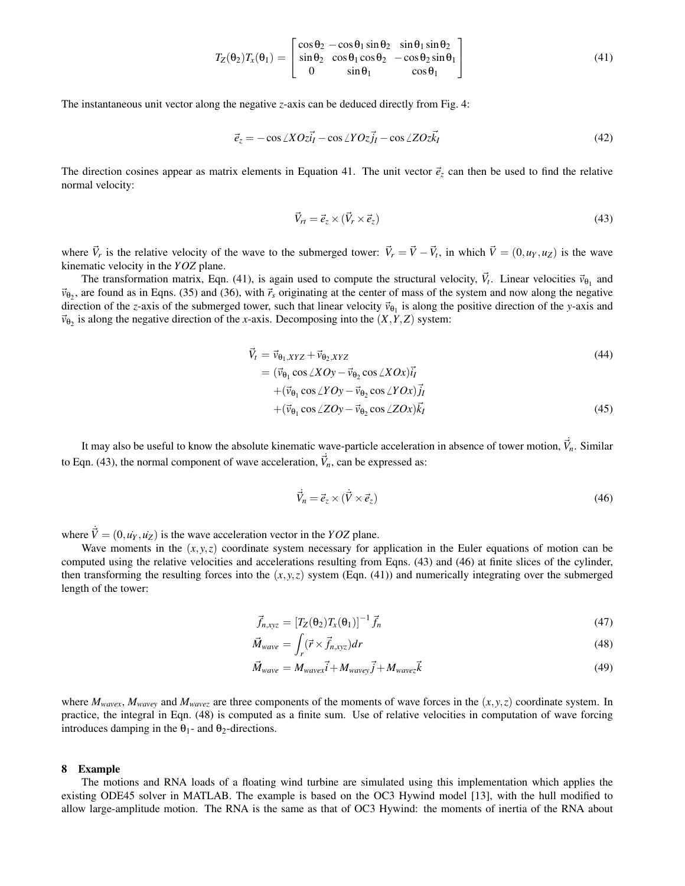$$T_Z(\theta_2)T_x(\theta_1) = \begin{bmatrix} \cos\theta_2 & -\cos\theta_1\sin\theta_2 & \sin\theta_1\sin\theta_2 \\ \sin\theta_2 & \cos\theta_1\cos\theta_2 & -\cos\theta_2\sin\theta_1 \\ 0 & \sin\theta_1 & \cos\theta_1 \end{bmatrix} \tag{41}$$

The instantaneous unit vector along the negative $z$-axis can be deduced directly from Fig. 4:

$$\vec{e}_z = -\cos\angle XOz\vec{i}_I - \cos\angle YOz\vec{j}_I - \cos\angle ZOz\vec{k}_I \tag{42}$$

The direction cosines appear as matrix elements in Equation 41. The unit vector $\vec{e}_z$ can then be used to find the relative normal velocity:

$$\vec{V}_{rt} = \vec{e}_z \times (\vec{V}_r \times \vec{e}_z) \tag{43}$$

where $\vec{V}_r$ is the relative velocity of the wave to the submerged tower: $\vec{V}_r = \vec{V} - \vec{V}_t$, in which $\vec{V} = (0, u_Y, u_Z)$ is the wave kinematic velocity in the $YOZ$ plane.

The transformation matrix, Eqn. (41), is again used to compute the structural velocity, $\vec{V}_t$. Linear velocities $\vec{v}_{\theta_1}$ and $\vec{v}_{\theta_2}$, are found as in Eqns. (35) and (36), with $\vec{r}_s$ originating at the center of mass of the system and now along the negative direction of the $z$-axis of the submerged tower, such that linear velocity $\vec{v}_{\theta_1}$ is along the positive direction of the $y$-axis and $\vec{v}_{\theta_2}$ is along the negative direction of the $x$-axis. Decomposing into the $(X,Y,Z)$ system:

$$\vec{V}_t = \vec{v}_{\theta_1,XYZ} + \vec{v}_{\theta_2,XYZ} \tag{44}$$

$$\begin{aligned} &= (\vec{v}_{\theta_1}\cos\angle XOy - \vec{v}_{\theta_2}\cos\angle XOx)\vec{i}_I \\ &\quad + (\vec{v}_{\theta_1}\cos\angle YOy - \vec{v}_{\theta_2}\cos\angle YOx)\vec{j}_I \\ &\quad + (\vec{v}_{\theta_1}\cos\angle ZOy - \vec{v}_{\theta_2}\cos\angle ZOx)\vec{k}_I \end{aligned} \tag{45}$$

It may also be useful to know the absolute kinematic wave-particle acceleration in absence of tower motion, $\dot{\vec{V}}_n$. Similar to Eqn. (43), the normal component of wave acceleration, $\dot{\vec{V}}_n$, can be expressed as:

$$\dot{\vec{V}}_n = \vec{e}_z \times (\dot{\vec{V}} \times \vec{e}_z) \tag{46}$$

where $\dot{\vec{V}} = (0, \dot{u_Y}, \dot{u_Z})$ is the wave acceleration vector in the $YOZ$ plane.

Wave moments in the $(x,y,z)$ coordinate system necessary for application in the Euler equations of motion can be computed using the relative velocities and accelerations resulting from Eqns. (43) and (46) at finite slices of the cylinder, then transforming the resulting forces into the $(x,y,z)$ system (Eqn. (41)) and numerically integrating over the submerged length of the tower:

$$\vec{f}_{n,xyz} = [T_Z(\theta_2)T_x(\theta_1)]^{-1}\vec{f}_n \tag{47}$$

$$\vec{M}_{wave} = \int_r (\vec{r} \times \vec{f}_{n,xyz})dr \tag{48}$$

$$\vec{M}_{wave} = M_{wavex}\vec{i} + M_{wavey}\vec{j} + M_{wavez}\vec{k} \tag{49}$$

where $M_{wavex}$, $M_{wavey}$ and $M_{wavez}$ are three components of the moments of wave forces in the $(x,y,z)$ coordinate system. In practice, the integral in Eqn. (48) is computed as a finite sum. Use of relative velocities in computation of wave forcing introduces damping in the $\theta_1$- and $\theta_2$-directions.

## 8 Example

The motions and RNA loads of a floating wind turbine are simulated using this implementation which applies the existing ODE45 solver in MATLAB. The example is based on the OC3 Hywind model [13], with the hull modified to allow large-amplitude motion. The RNA is the same as that of OC3 Hywind: the moments of inertia of the RNA about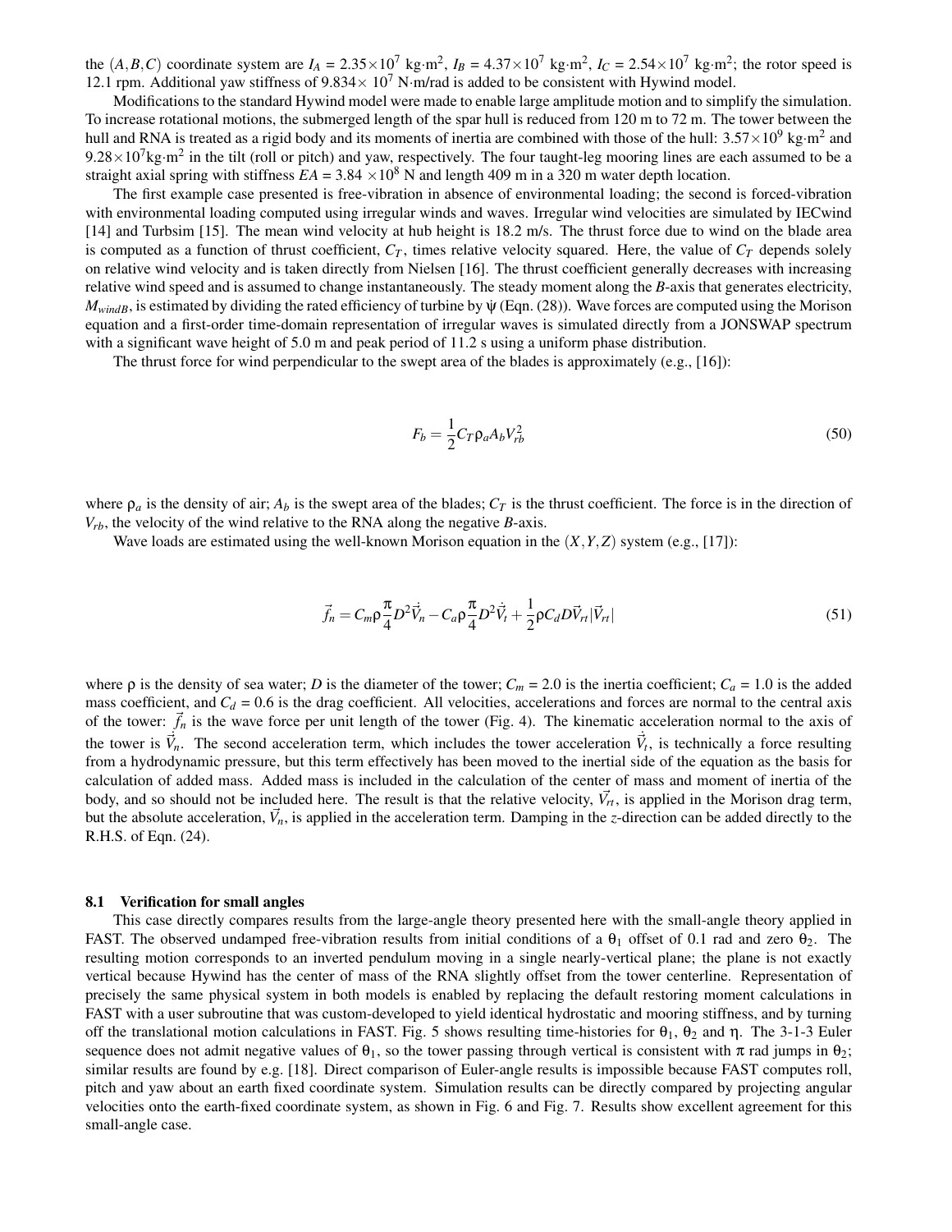the $(A,B,C)$ coordinate system are $I_A$ = 2.35×10$^7$ kg·m$^2$, $I_B$ = 4.37×10$^7$ kg·m$^2$, $I_C$ = 2.54×10$^7$ kg·m$^2$; the rotor speed is 12.1 rpm. Additional yaw stiffness of 9.834× 10$^7$ N·m/rad is added to be consistent with Hywind model.

Modifications to the standard Hywind model were made to enable large amplitude motion and to simplify the simulation. To increase rotational motions, the submerged length of the spar hull is reduced from 120 m to 72 m. The tower between the hull and RNA is treated as a rigid body and its moments of inertia are combined with those of the hull: 3.57×10$^9$ kg·m$^2$ and 9.28×10$^7$kg·m$^2$ in the tilt (roll or pitch) and yaw, respectively. The four taught-leg mooring lines are each assumed to be a straight axial spring with stiffness $EA$ = 3.84 ×10$^8$ N and length 409 m in a 320 m water depth location.

The first example case presented is free-vibration in absence of environmental loading; the second is forced-vibration with environmental loading computed using irregular winds and waves. Irregular wind velocities are simulated by IECwind [14] and Turbsim [15]. The mean wind velocity at hub height is 18.2 m/s. The thrust force due to wind on the blade area is computed as a function of thrust coefficient, $C_T$, times relative velocity squared. Here, the value of $C_T$ depends solely on relative wind velocity and is taken directly from Nielsen [16]. The thrust coefficient generally decreases with increasing relative wind speed and is assumed to change instantaneously. The steady moment along the $B$-axis that generates electricity, $M_{windB}$, is estimated by dividing the rated efficiency of turbine by $\psi$ (Eqn. (28)). Wave forces are computed using the Morison equation and a first-order time-domain representation of irregular waves is simulated directly from a JONSWAP spectrum with a significant wave height of 5.0 m and peak period of 11.2 s using a uniform phase distribution.

The thrust force for wind perpendicular to the swept area of the blades is approximately (e.g., [16]):

$$F_b = \frac{1}{2} C_T \rho_a A_b V_{rb}^2 \tag{50}$$

where $\rho_a$ is the density of air; $A_b$ is the swept area of the blades; $C_T$ is the thrust coefficient. The force is in the direction of $V_{rb}$, the velocity of the wind relative to the RNA along the negative $B$-axis.

Wave loads are estimated using the well-known Morison equation in the $(X,Y,Z)$ system (e.g., [17]):

$$\vec{f}_n = C_m \rho \frac{\pi}{4} D^2 \dot{\vec{V}}_n - C_a \rho \frac{\pi}{4} D^2 \dot{\vec{V}}_t + \frac{1}{2} \rho C_d D \vec{V}_{rt} |\vec{V}_{rt}| \tag{51}$$

where $\rho$ is the density of sea water; $D$ is the diameter of the tower; $C_m$ = 2.0 is the inertia coefficient; $C_a$ = 1.0 is the added mass coefficient, and $C_d$ = 0.6 is the drag coefficient. All velocities, accelerations and forces are normal to the central axis of the tower: $\vec{f}_n$ is the wave force per unit length of the tower (Fig. 4). The kinematic acceleration normal to the axis of the tower is $\dot{\vec{V}}_n$. The second acceleration term, which includes the tower acceleration $\dot{\vec{V}}_t$, is technically a force resulting from a hydrodynamic pressure, but this term effectively has been moved to the inertial side of the equation as the basis for calculation of added mass. Added mass is included in the calculation of the center of mass and moment of inertia of the body, and so should not be included here. The result is that the relative velocity, $\vec{V}_{rt}$, is applied in the Morison drag term, but the absolute acceleration, $\dot{\vec{V}}_n$, is applied in the acceleration term. Damping in the $z$-direction can be added directly to the R.H.S. of Eqn. (24).

### 8.1 Verification for small angles

This case directly compares results from the large-angle theory presented here with the small-angle theory applied in FAST. The observed undamped free-vibration results from initial conditions of a $\theta_1$ offset of 0.1 rad and zero $\theta_2$. The resulting motion corresponds to an inverted pendulum moving in a single nearly-vertical plane; the plane is not exactly vertical because Hywind has the center of mass of the RNA slightly offset from the tower centerline. Representation of precisely the same physical system in both models is enabled by replacing the default restoring moment calculations in FAST with a user subroutine that was custom-developed to yield identical hydrostatic and mooring stiffness, and by turning off the translational motion calculations in FAST. Fig. 5 shows resulting time-histories for $\theta_1$, $\theta_2$ and $\eta$. The 3-1-3 Euler sequence does not admit negative values of $\theta_1$, so the tower passing through vertical is consistent with $\pi$ rad jumps in $\theta_2$; similar results are found by e.g. [18]. Direct comparison of Euler-angle results is impossible because FAST computes roll, pitch and yaw about an earth fixed coordinate system. Simulation results can be directly compared by projecting angular velocities onto the earth-fixed coordinate system, as shown in Fig. 6 and Fig. 7. Results show excellent agreement for this small-angle case.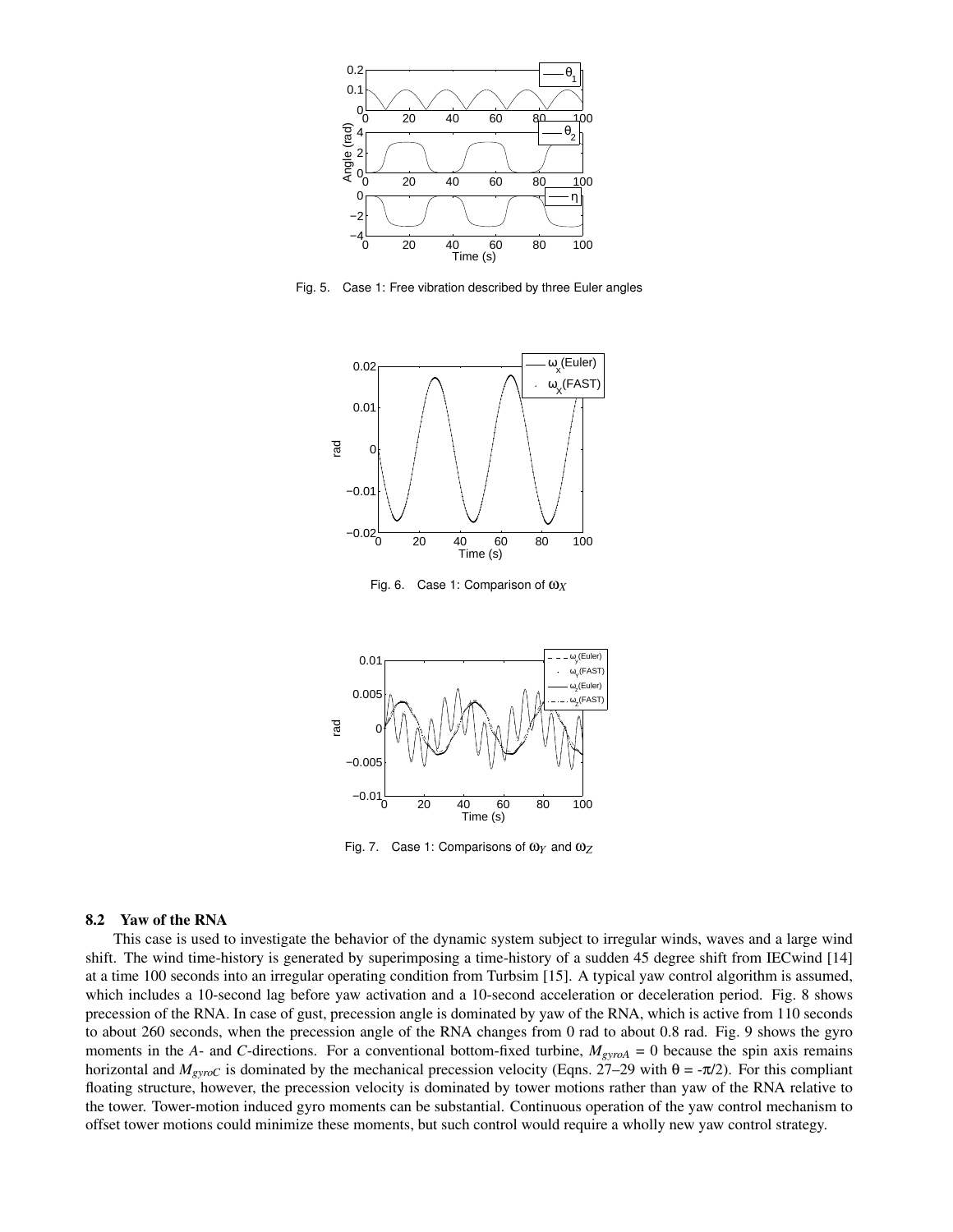Fig. 5. Case 1: Free vibration described by three Euler angles

Fig. 6. Case 1: Comparison of $\omega_X$

Fig. 7. Case 1: Comparisons of $\omega_Y$ and $\omega_Z$

### 8.2 Yaw of the RNA

This case is used to investigate the behavior of the dynamic system subject to irregular winds, waves and a large wind shift. The wind time-history is generated by superimposing a time-history of a sudden 45 degree shift from IECwind [14] at a time 100 seconds into an irregular operating condition from Turbsim [15]. A typical yaw control algorithm is assumed, which includes a 10-second lag before yaw activation and a 10-second acceleration or deceleration period. Fig. 8 shows precession of the RNA. In case of gust, precession angle is dominated by yaw of the RNA, which is active from 110 seconds to about 260 seconds, when the precession angle of the RNA changes from 0 rad to about 0.8 rad. Fig. 9 shows the gyro moments in the *A*- and *C*-directions. For a conventional bottom-fixed turbine, $M_{gyroA} = 0$ because the spin axis remains horizontal and $M_{gyroC}$ is dominated by the mechanical precession velocity (Eqns. 27–29 with $\theta = -\pi/2$). For this compliant floating structure, however, the precession velocity is dominated by tower motions rather than yaw of the RNA relative to the tower. Tower-motion induced gyro moments can be substantial. Continuous operation of the yaw control mechanism to offset tower motions could minimize these moments, but such control would require a wholly new yaw control strategy.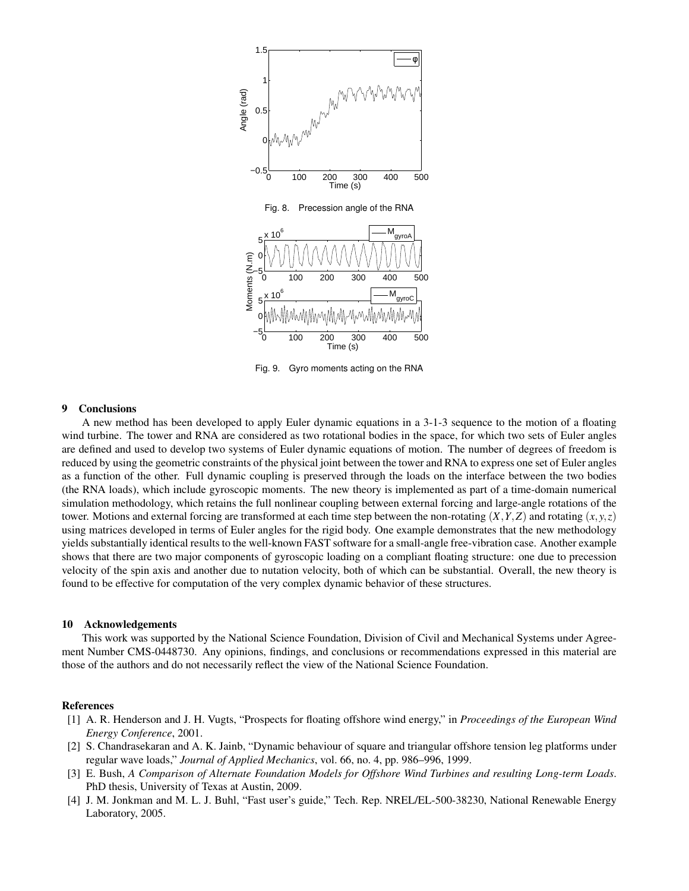Fig. 8. Precession angle of the RNA

Fig. 9. Gyro moments acting on the RNA

## 9 Conclusions

A new method has been developed to apply Euler dynamic equations in a 3-1-3 sequence to the motion of a floating wind turbine. The tower and RNA are considered as two rotational bodies in the space, for which two sets of Euler angles are defined and used to develop two systems of Euler dynamic equations of motion. The number of degrees of freedom is reduced by using the geometric constraints of the physical joint between the tower and RNA to express one set of Euler angles as a function of the other. Full dynamic coupling is preserved through the loads on the interface between the two bodies (the RNA loads), which include gyroscopic moments. The new theory is implemented as part of a time-domain numerical simulation methodology, which retains the full nonlinear coupling between external forcing and large-angle rotations of the tower. Motions and external forcing are transformed at each time step between the non-rotating $(X,Y,Z)$ and rotating $(x,y,z)$ using matrices developed in terms of Euler angles for the rigid body. One example demonstrates that the new methodology yields substantially identical results to the well-known FAST software for a small-angle free-vibration case. Another example shows that there are two major components of gyroscopic loading on a compliant floating structure: one due to precession velocity of the spin axis and another due to nutation velocity, both of which can be substantial. Overall, the new theory is found to be effective for computation of the very complex dynamic behavior of these structures.

## 10 Acknowledgements

This work was supported by the National Science Foundation, Division of Civil and Mechanical Systems under Agreement Number CMS-0448730. Any opinions, findings, and conclusions or recommendations expressed in this material are those of the authors and do not necessarily reflect the view of the National Science Foundation.

## References

[1] A. R. Henderson and J. H. Vugts, "Prospects for floating offshore wind energy," in *Proceedings of the European Wind Energy Conference*, 2001.

[2] S. Chandrasekaran and A. K. Jainb, "Dynamic behaviour of square and triangular offshore tension leg platforms under regular wave loads," *Journal of Applied Mechanics*, vol. 66, no. 4, pp. 986–996, 1999.

[3] E. Bush, *A Comparison of Alternate Foundation Models for Offshore Wind Turbines and resulting Long-term Loads*. PhD thesis, University of Texas at Austin, 2009.

[4] J. M. Jonkman and M. L. J. Buhl, "Fast user's guide," Tech. Rep. NREL/EL-500-38230, National Renewable Energy Laboratory, 2005.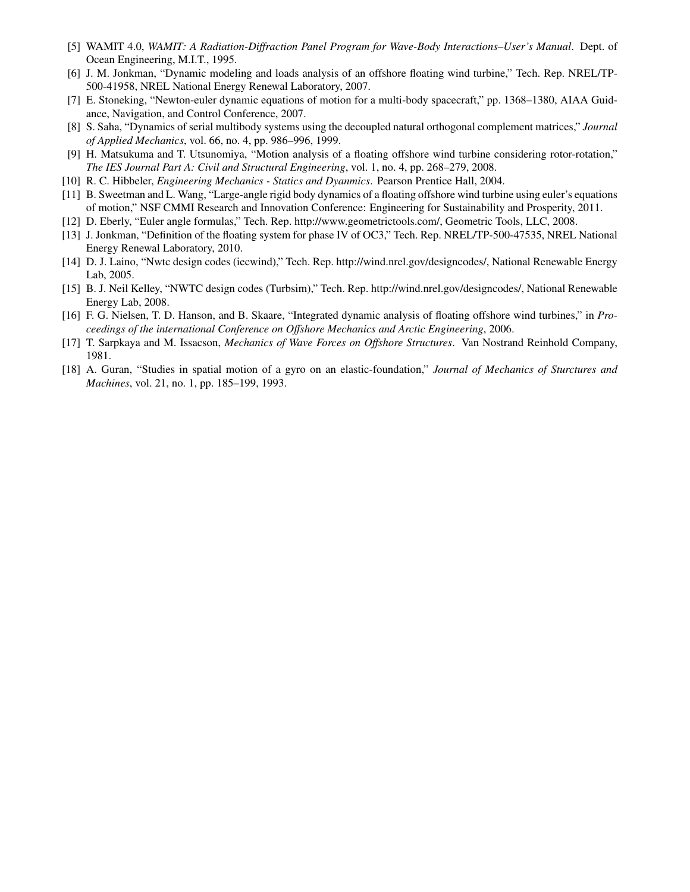[5] WAMIT 4.0, *WAMIT: A Radiation-Diffraction Panel Program for Wave-Body Interactions–User's Manual*. Dept. of Ocean Engineering, M.I.T., 1995.

[6] J. M. Jonkman, "Dynamic modeling and loads analysis of an offshore floating wind turbine," Tech. Rep. NREL/TP-500-41958, NREL National Energy Renewal Laboratory, 2007.

[7] E. Stoneking, "Newton-euler dynamic equations of motion for a multi-body spacecraft," pp. 1368–1380, AIAA Guidance, Navigation, and Control Conference, 2007.

[8] S. Saha, "Dynamics of serial multibody systems using the decoupled natural orthogonal complement matrices," *Journal of Applied Mechanics*, vol. 66, no. 4, pp. 986–996, 1999.

[9] H. Matsukuma and T. Utsunomiya, "Motion analysis of a floating offshore wind turbine considering rotor-rotation," *The IES Journal Part A: Civil and Structural Engineering*, vol. 1, no. 4, pp. 268–279, 2008.

[10] R. C. Hibbeler, *Engineering Mechanics - Statics and Dyanmics*. Pearson Prentice Hall, 2004.

[11] B. Sweetman and L. Wang, "Large-angle rigid body dynamics of a floating offshore wind turbine using euler's equations of motion," NSF CMMI Research and Innovation Conference: Engineering for Sustainability and Prosperity, 2011.

[12] D. Eberly, "Euler angle formulas," Tech. Rep. http://www.geometrictools.com/, Geometric Tools, LLC, 2008.

[13] J. Jonkman, "Definition of the floating system for phase IV of OC3," Tech. Rep. NREL/TP-500-47535, NREL National Energy Renewal Laboratory, 2010.

[14] D. J. Laino, "Nwtc design codes (iecwind)," Tech. Rep. http://wind.nrel.gov/designcodes/, National Renewable Energy Lab, 2005.

[15] B. J. Neil Kelley, "NWTC design codes (Turbsim)," Tech. Rep. http://wind.nrel.gov/designcodes/, National Renewable Energy Lab, 2008.

[16] F. G. Nielsen, T. D. Hanson, and B. Skaare, "Integrated dynamic analysis of floating offshore wind turbines," in *Proceedings of the international Conference on Offshore Mechanics and Arctic Engineering*, 2006.

[17] T. Sarpkaya and M. Issacson, *Mechanics of Wave Forces on Offshore Structures*. Van Nostrand Reinhold Company, 1981.

[18] A. Guran, "Studies in spatial motion of a gyro on an elastic-foundation," *Journal of Mechanics of Sturctures and Machines*, vol. 21, no. 1, pp. 185–199, 1993.